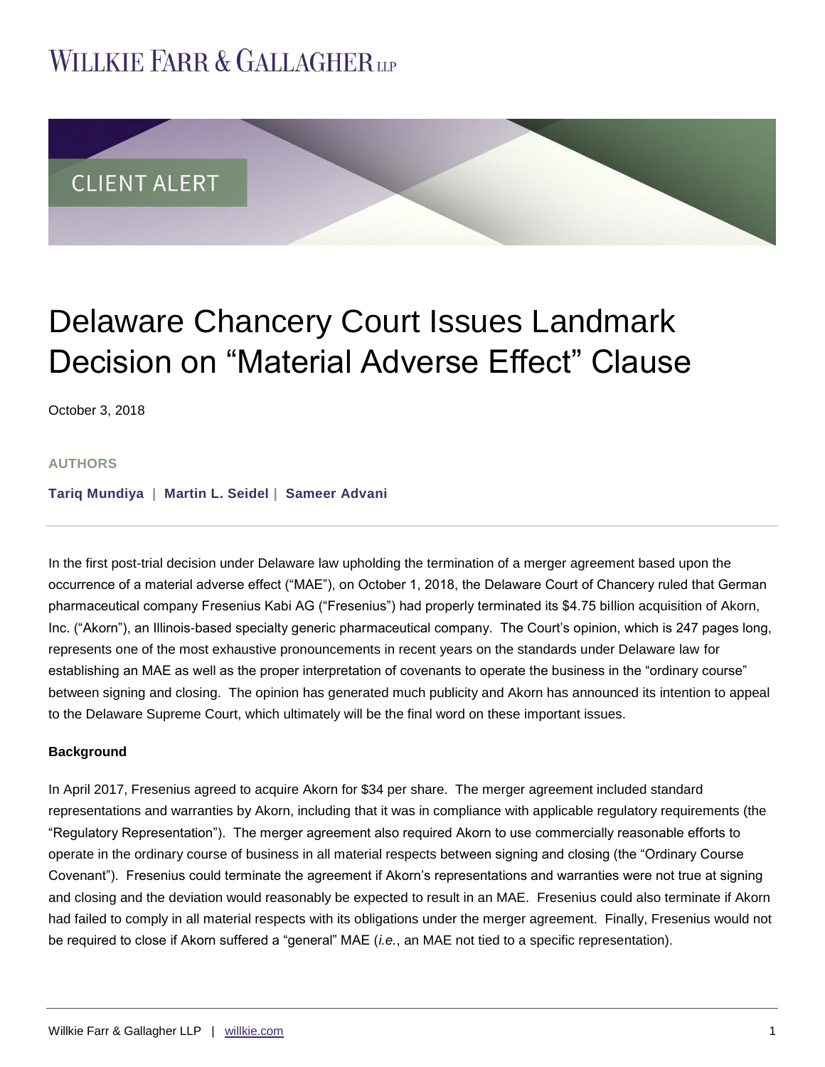WILLKIE FARR & GALLAGHER LLP

CLIENT ALERT

# Delaware Chancery Court Issues Landmark Decision on "Material Adverse Effect" Clause

October 3, 2018

**AUTHORS**

**Tariq Mundiya | Martin L. Seidel | Sameer Advani**

In the first post-trial decision under Delaware law upholding the termination of a merger agreement based upon the occurrence of a material adverse effect ("MAE"), on October 1, 2018, the Delaware Court of Chancery ruled that German pharmaceutical company Fresenius Kabi AG ("Fresenius") had properly terminated its $4.75 billion acquisition of Akorn, Inc. ("Akorn"), an Illinois-based specialty generic pharmaceutical company. The Court's opinion, which is 247 pages long, represents one of the most exhaustive pronouncements in recent years on the standards under Delaware law for establishing an MAE as well as the proper interpretation of covenants to operate the business in the "ordinary course" between signing and closing. The opinion has generated much publicity and Akorn has announced its intention to appeal to the Delaware Supreme Court, which ultimately will be the final word on these important issues.

**Background**

In April 2017, Fresenius agreed to acquire Akorn for $34 per share. The merger agreement included standard representations and warranties by Akorn, including that it was in compliance with applicable regulatory requirements (the "Regulatory Representation"). The merger agreement also required Akorn to use commercially reasonable efforts to operate in the ordinary course of business in all material respects between signing and closing (the "Ordinary Course Covenant"). Fresenius could terminate the agreement if Akorn's representations and warranties were not true at signing and closing and the deviation would reasonably be expected to result in an MAE. Fresenius could also terminate if Akorn had failed to comply in all material respects with its obligations under the merger agreement. Finally, Fresenius would not be required to close if Akorn suffered a "general" MAE (*i.e.*, an MAE not tied to a specific representation).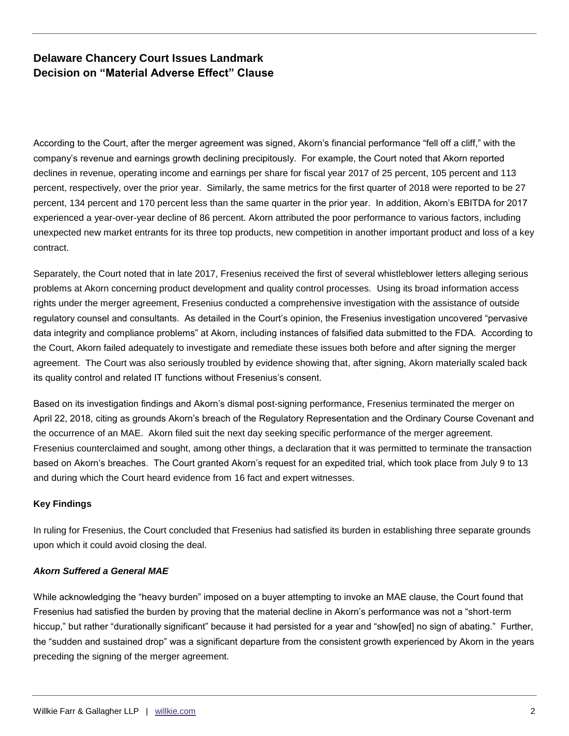According to the Court, after the merger agreement was signed, Akorn's financial performance "fell off a cliff," with the company's revenue and earnings growth declining precipitously. For example, the Court noted that Akorn reported declines in revenue, operating income and earnings per share for fiscal year 2017 of 25 percent, 105 percent and 113 percent, respectively, over the prior year. Similarly, the same metrics for the first quarter of 2018 were reported to be 27 percent, 134 percent and 170 percent less than the same quarter in the prior year. In addition, Akorn's EBITDA for 2017 experienced a year-over-year decline of 86 percent. Akorn attributed the poor performance to various factors, including unexpected new market entrants for its three top products, new competition in another important product and loss of a key contract.

Separately, the Court noted that in late 2017, Fresenius received the first of several whistleblower letters alleging serious problems at Akorn concerning product development and quality control processes. Using its broad information access rights under the merger agreement, Fresenius conducted a comprehensive investigation with the assistance of outside regulatory counsel and consultants. As detailed in the Court's opinion, the Fresenius investigation uncovered "pervasive data integrity and compliance problems" at Akorn, including instances of falsified data submitted to the FDA. According to the Court, Akorn failed adequately to investigate and remediate these issues both before and after signing the merger agreement. The Court was also seriously troubled by evidence showing that, after signing, Akorn materially scaled back its quality control and related IT functions without Fresenius's consent.

Based on its investigation findings and Akorn's dismal post-signing performance, Fresenius terminated the merger on April 22, 2018, citing as grounds Akorn's breach of the Regulatory Representation and the Ordinary Course Covenant and the occurrence of an MAE. Akorn filed suit the next day seeking specific performance of the merger agreement. Fresenius counterclaimed and sought, among other things, a declaration that it was permitted to terminate the transaction based on Akorn's breaches. The Court granted Akorn's request for an expedited trial, which took place from July 9 to 13 and during which the Court heard evidence from 16 fact and expert witnesses.

**Key Findings**

In ruling for Fresenius, the Court concluded that Fresenius had satisfied its burden in establishing three separate grounds upon which it could avoid closing the deal.

***Akorn Suffered a General MAE***

While acknowledging the "heavy burden" imposed on a buyer attempting to invoke an MAE clause, the Court found that Fresenius had satisfied the burden by proving that the material decline in Akorn's performance was not a "short-term hiccup," but rather "durationally significant" because it had persisted for a year and "show[ed] no sign of abating." Further, the "sudden and sustained drop" was a significant departure from the consistent growth experienced by Akorn in the years preceding the signing of the merger agreement.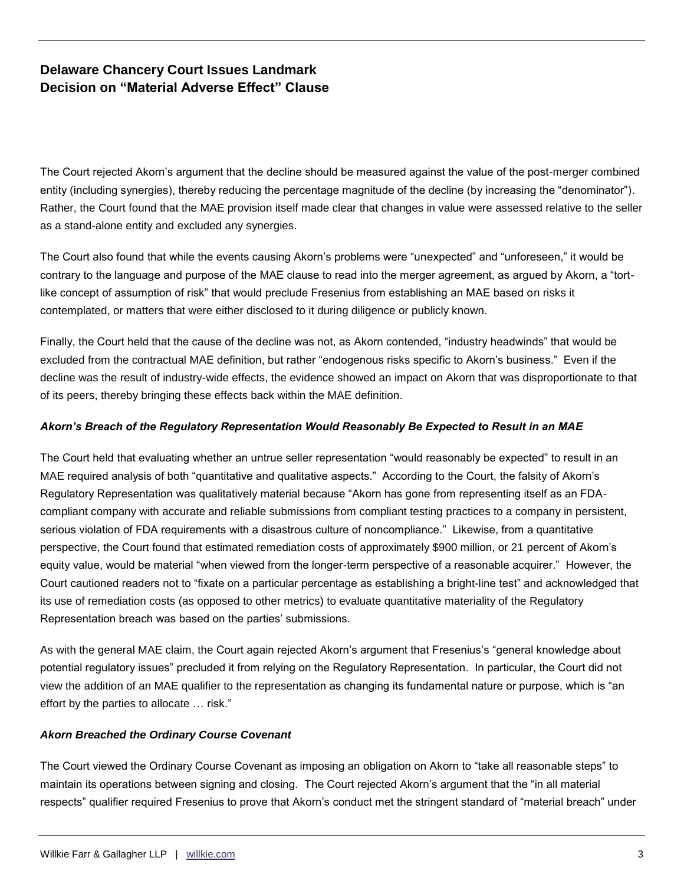The Court rejected Akorn's argument that the decline should be measured against the value of the post-merger combined entity (including synergies), thereby reducing the percentage magnitude of the decline (by increasing the "denominator"). Rather, the Court found that the MAE provision itself made clear that changes in value were assessed relative to the seller as a stand-alone entity and excluded any synergies.

The Court also found that while the events causing Akorn's problems were "unexpected" and "unforeseen," it would be contrary to the language and purpose of the MAE clause to read into the merger agreement, as argued by Akorn, a "tort-like concept of assumption of risk" that would preclude Fresenius from establishing an MAE based on risks it contemplated, or matters that were either disclosed to it during diligence or publicly known.

Finally, the Court held that the cause of the decline was not, as Akorn contended, "industry headwinds" that would be excluded from the contractual MAE definition, but rather "endogenous risks specific to Akorn's business." Even if the decline was the result of industry-wide effects, the evidence showed an impact on Akorn that was disproportionate to that of its peers, thereby bringing these effects back within the MAE definition.

***Akorn's Breach of the Regulatory Representation Would Reasonably Be Expected to Result in an MAE***

The Court held that evaluating whether an untrue seller representation "would reasonably be expected" to result in an MAE required analysis of both "quantitative and qualitative aspects." According to the Court, the falsity of Akorn's Regulatory Representation was qualitatively material because "Akorn has gone from representing itself as an FDA-compliant company with accurate and reliable submissions from compliant testing practices to a company in persistent, serious violation of FDA requirements with a disastrous culture of noncompliance." Likewise, from a quantitative perspective, the Court found that estimated remediation costs of approximately $900 million, or 21 percent of Akorn's equity value, would be material "when viewed from the longer-term perspective of a reasonable acquirer." However, the Court cautioned readers not to "fixate on a particular percentage as establishing a bright-line test" and acknowledged that its use of remediation costs (as opposed to other metrics) to evaluate quantitative materiality of the Regulatory Representation breach was based on the parties' submissions.

As with the general MAE claim, the Court again rejected Akorn's argument that Fresenius's "general knowledge about potential regulatory issues" precluded it from relying on the Regulatory Representation. In particular, the Court did not view the addition of an MAE qualifier to the representation as changing its fundamental nature or purpose, which is "an effort by the parties to allocate … risk."

***Akorn Breached the Ordinary Course Covenant***

The Court viewed the Ordinary Course Covenant as imposing an obligation on Akorn to "take all reasonable steps" to maintain its operations between signing and closing. The Court rejected Akorn's argument that the "in all material respects" qualifier required Fresenius to prove that Akorn's conduct met the stringent standard of "material breach" under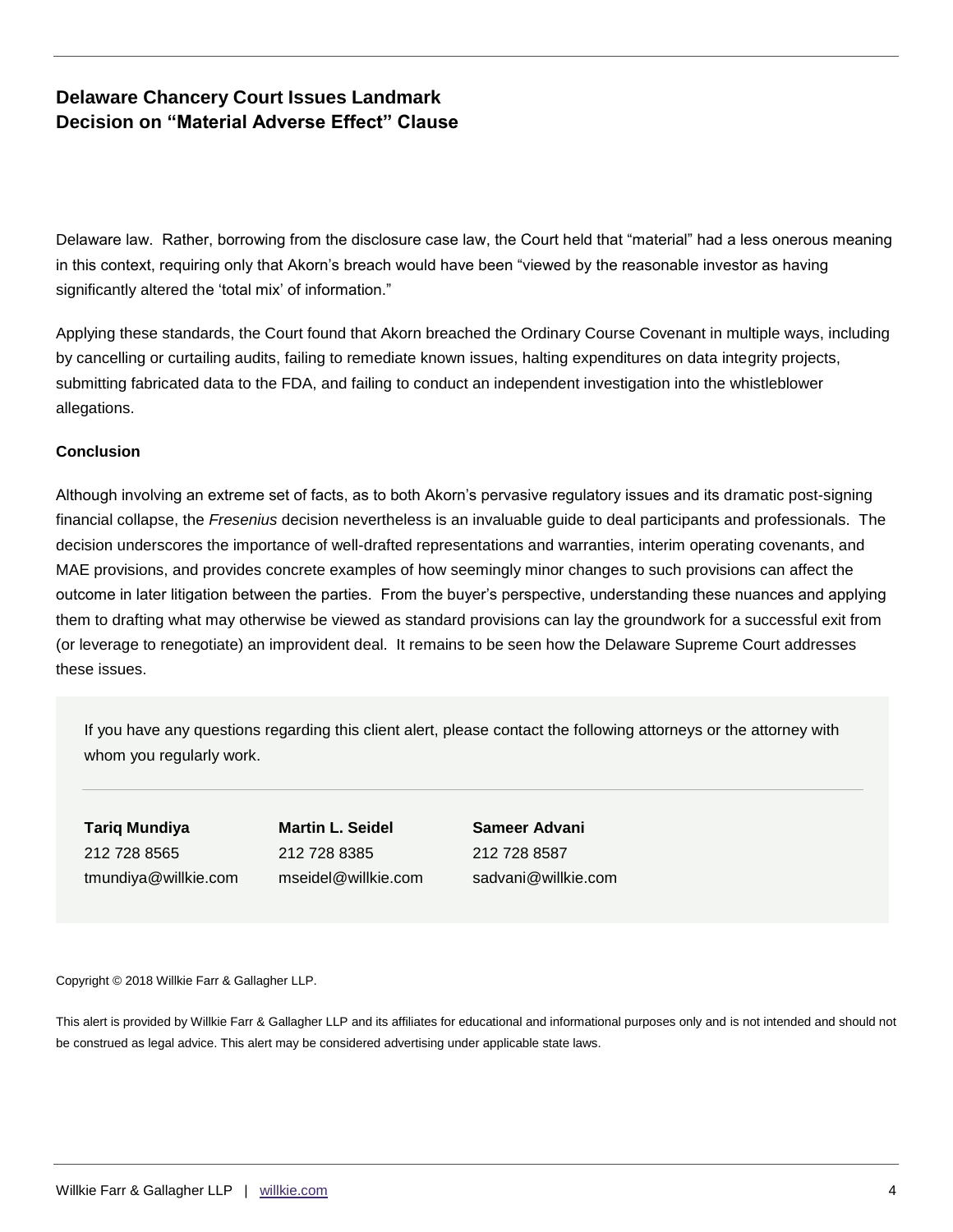Delaware law. Rather, borrowing from the disclosure case law, the Court held that "material" had a less onerous meaning in this context, requiring only that Akorn's breach would have been "viewed by the reasonable investor as having significantly altered the 'total mix' of information."

Applying these standards, the Court found that Akorn breached the Ordinary Course Covenant in multiple ways, including by cancelling or curtailing audits, failing to remediate known issues, halting expenditures on data integrity projects, submitting fabricated data to the FDA, and failing to conduct an independent investigation into the whistleblower allegations.

**Conclusion**

Although involving an extreme set of facts, as to both Akorn's pervasive regulatory issues and its dramatic post-signing financial collapse, the *Fresenius* decision nevertheless is an invaluable guide to deal participants and professionals. The decision underscores the importance of well-drafted representations and warranties, interim operating covenants, and MAE provisions, and provides concrete examples of how seemingly minor changes to such provisions can affect the outcome in later litigation between the parties. From the buyer's perspective, understanding these nuances and applying them to drafting what may otherwise be viewed as standard provisions can lay the groundwork for a successful exit from (or leverage to renegotiate) an improvident deal. It remains to be seen how the Delaware Supreme Court addresses these issues.

If you have any questions regarding this client alert, please contact the following attorneys or the attorney with whom you regularly work.

| | | |
|---|---|---|
| **Tariq Mundiya** | **Martin L. Seidel** | **Sameer Advani** |
| 212 728 8565 | 212 728 8385 | 212 728 8587 |
| tmundiya@willkie.com | mseidel@willkie.com | sadvani@willkie.com |

Copyright © 2018 Willkie Farr & Gallagher LLP.

This alert is provided by Willkie Farr & Gallagher LLP and its affiliates for educational and informational purposes only and is not intended and should not be construed as legal advice. This alert may be considered advertising under applicable state laws.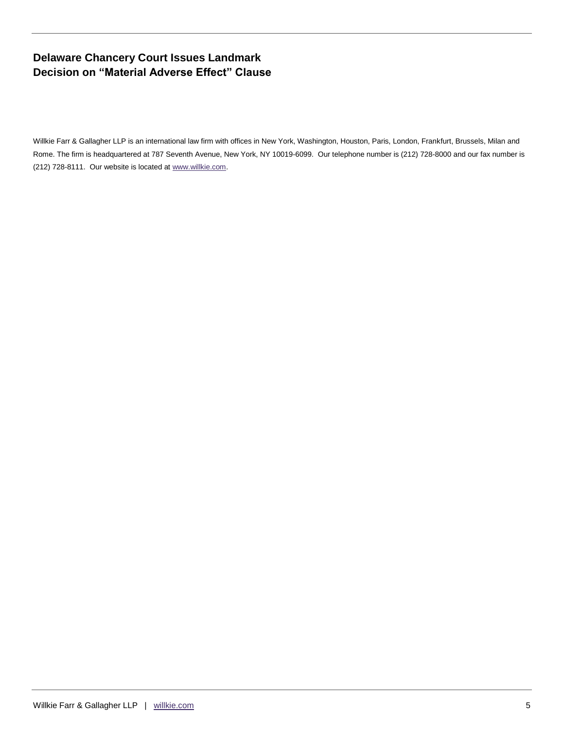**Delaware Chancery Court Issues Landmark Decision on "Material Adverse Effect" Clause**

Willkie Farr & Gallagher LLP is an international law firm with offices in New York, Washington, Houston, Paris, London, Frankfurt, Brussels, Milan and Rome. The firm is headquartered at 787 Seventh Avenue, New York, NY 10019-6099. Our telephone number is (212) 728-8000 and our fax number is (212) 728-8111. Our website is located at [www.willkie.com](http://www.willkie.com).